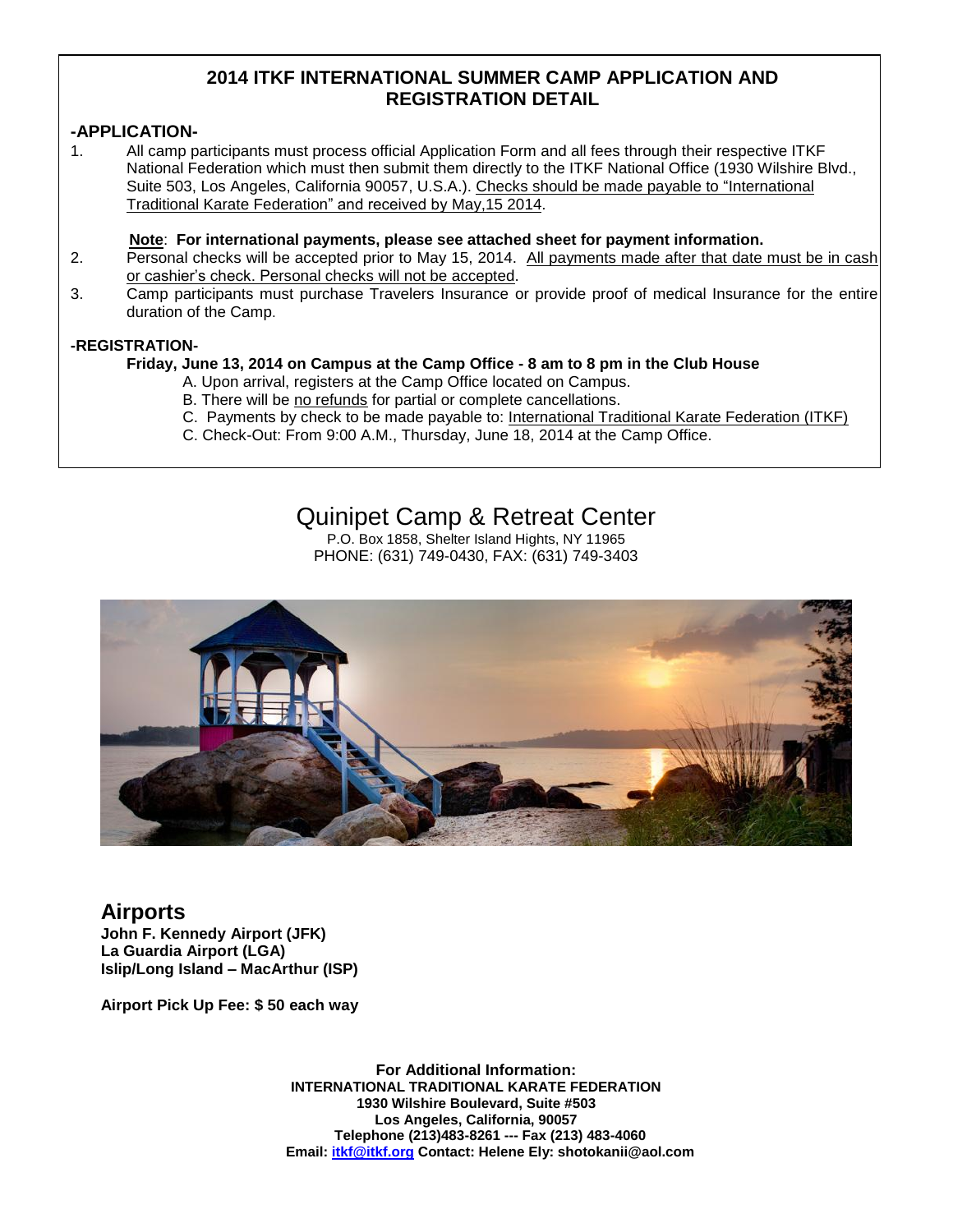## 2014 ITKF INTERNATIONAL SUMMER CAMP APPLICATION AND REGISTRATION DETAIL

### -APPLICATION-

1. All camp participants must process official Application Form and all fees through their respective ITKF National Federation which must then submit them directly to the ITKF National Office (1930 Wilshire Blvd., Suite 503, Los Angeles, California 90057, U.S.A.). Checks should be made payable to "International Traditional Karate Federation" and received by May,15 2014.

   **Note**: **For international payments, please see attached sheet for payment information.**
2. Personal checks will be accepted prior to May 15, 2014. All payments made after that date must be in cash or cashier's check. Personal checks will not be accepted.
3. Camp participants must purchase Travelers Insurance or provide proof of medical Insurance for the entire duration of the Camp.

### -REGISTRATION-

**Friday, June 13, 2014 on Campus at the Camp Office - 8 am to 8 pm in the Club House**

A. Upon arrival, registers at the Camp Office located on Campus.
B. There will be no refunds for partial or complete cancellations.
C. Payments by check to be made payable to: International Traditional Karate Federation (ITKF)
C. Check-Out: From 9:00 A.M., Thursday, June 18, 2014 at the Camp Office.

## Quinipet Camp & Retreat Center

P.O. Box 1858, Shelter Island Hights, NY 11965
PHONE: (631) 749-0430, FAX: (631) 749-3403

## Airports

**John F. Kennedy Airport (JFK)**
**La Guardia Airport (LGA)**
**Islip/Long Island – MacArthur (ISP)**

**Airport Pick Up Fee: $ 50 each way**

**For Additional Information:**
**INTERNATIONAL TRADITIONAL KARATE FEDERATION**
**1930 Wilshire Boulevard, Suite #503**
**Los Angeles, California, 90057**
**Telephone (213)483-8261 --- Fax (213) 483-4060**
**Email: itkf@itkf.org Contact: Helene Ely: shotokanii@aol.com**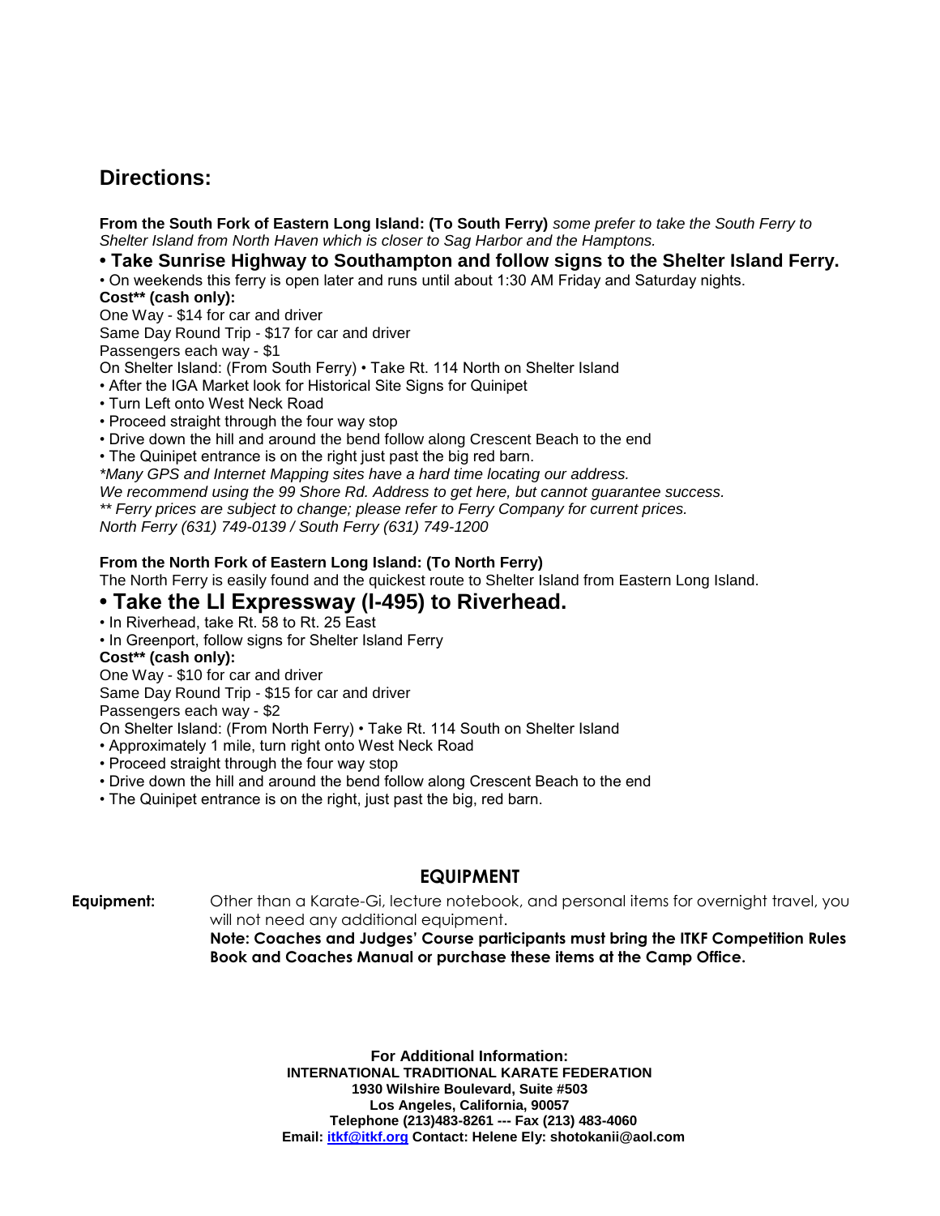## Directions:

**From the South Fork of Eastern Long Island: (To South Ferry)** *some prefer to take the South Ferry to Shelter Island from North Haven which is closer to Sag Harbor and the Hamptons.*

### • Take Sunrise Highway to Southampton and follow signs to the Shelter Island Ferry.

• On weekends this ferry is open later and runs until about 1:30 AM Friday and Saturday nights.

**Cost** (cash only):**

One Way - $14 for car and driver

Same Day Round Trip - $17 for car and driver

Passengers each way - $1

On Shelter Island: (From South Ferry) • Take Rt. 114 North on Shelter Island

• After the IGA Market look for Historical Site Signs for Quinipet

• Turn Left onto West Neck Road

• Proceed straight through the four way stop

• Drive down the hill and around the bend follow along Crescent Beach to the end

• The Quinipet entrance is on the right just past the big red barn.

*\*Many GPS and Internet Mapping sites have a hard time locating our address.*

*We recommend using the 99 Shore Rd. Address to get here, but cannot guarantee success.*

*\*\* Ferry prices are subject to change; please refer to Ferry Company for current prices.*

*North Ferry (631) 749-0139 / South Ferry (631) 749-1200*

**From the North Fork of Eastern Long Island: (To North Ferry)**

The North Ferry is easily found and the quickest route to Shelter Island from Eastern Long Island.

### • Take the LI Expressway (I-495) to Riverhead.

• In Riverhead, take Rt. 58 to Rt. 25 East

• In Greenport, follow signs for Shelter Island Ferry

**Cost** (cash only):**

One Way - $10 for car and driver

Same Day Round Trip - $15 for car and driver

Passengers each way - $2

On Shelter Island: (From North Ferry) • Take Rt. 114 South on Shelter Island

• Approximately 1 mile, turn right onto West Neck Road

• Proceed straight through the four way stop

• Drive down the hill and around the bend follow along Crescent Beach to the end

• The Quinipet entrance is on the right, just past the big, red barn.

## EQUIPMENT

**Equipment:** Other than a Karate-Gi, lecture notebook, and personal items for overnight travel, you will not need any additional equipment.
**Note: Coaches and Judges' Course participants must bring the ITKF Competition Rules Book and Coaches Manual or purchase these items at the Camp Office.**

**For Additional Information:**
**INTERNATIONAL TRADITIONAL KARATE FEDERATION**
**1930 Wilshire Boulevard, Suite #503**
**Los Angeles, California, 90057**
**Telephone (213)483-8261 --- Fax (213) 483-4060**
**Email: itkf@itkf.org Contact: Helene Ely: shotokanii@aol.com**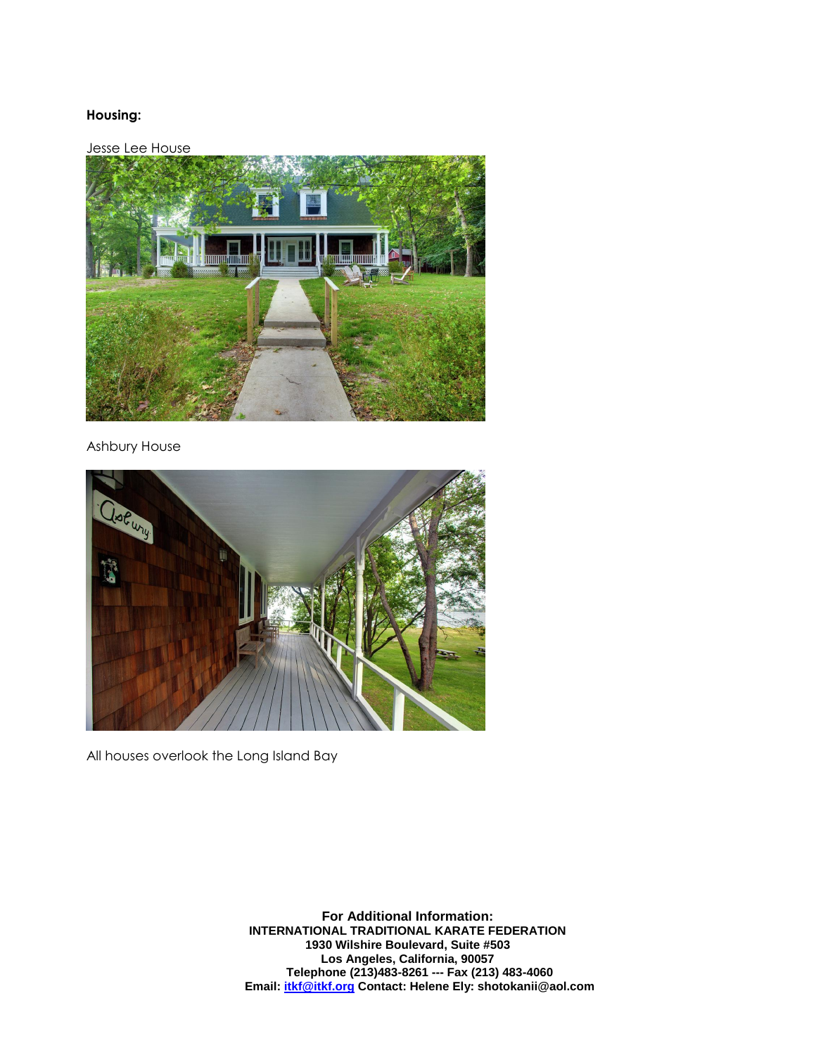**Housing:**

Jesse Lee House

Ashbury House

All houses overlook the Long Island Bay

**For Additional Information:**
**INTERNATIONAL TRADITIONAL KARATE FEDERATION**
**1930 Wilshire Boulevard, Suite #503**
**Los Angeles, California, 90057**
**Telephone (213)483-8261 --- Fax (213) 483-4060**
**Email: itkf@itkf.org Contact: Helene Ely: shotokanii@aol.com**